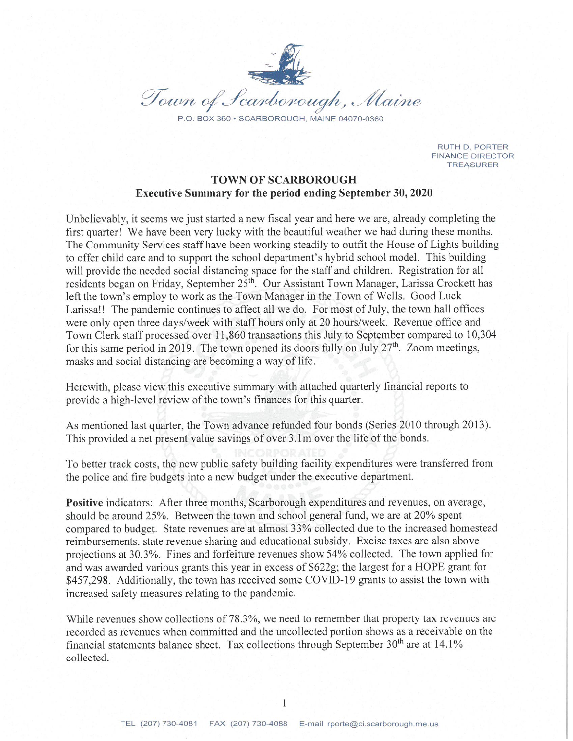Town of Scarborough, Maine

P.O. BOX 360 • SCARBOROUGH, MAINE 04070-0360

RUTH D. PORTER
FINANCE DIRECTOR
TREASURER

## TOWN OF SCARBOROUGH
### Executive Summary for the period ending September 30, 2020

Unbelievably, it seems we just started a new fiscal year and here we are, already completing the first quarter! We have been very lucky with the beautiful weather we had during these months. The Community Services staff have been working steadily to outfit the House of Lights building to offer child care and to support the school department's hybrid school model. This building will provide the needed social distancing space for the staff and children. Registration for all residents began on Friday, September 25th. Our Assistant Town Manager, Larissa Crockett has left the town's employ to work as the Town Manager in the Town of Wells. Good Luck Larissa!! The pandemic continues to affect all we do. For most of July, the town hall offices were only open three days/week with staff hours only at 20 hours/week. Revenue office and Town Clerk staff processed over 11,860 transactions this July to September compared to 10,304 for this same period in 2019. The town opened its doors fully on July 27th. Zoom meetings, masks and social distancing are becoming a way of life.

Herewith, please view this executive summary with attached quarterly financial reports to provide a high-level review of the town's finances for this quarter.

As mentioned last quarter, the Town advance refunded four bonds (Series 2010 through 2013). This provided a net present value savings of over 3.1m over the life of the bonds.

To better track costs, the new public safety building facility expenditures were transferred from the police and fire budgets into a new budget under the executive department.

**Positive** indicators: After three months, Scarborough expenditures and revenues, on average, should be around 25%. Between the town and school general fund, we are at 20% spent compared to budget. State revenues are at almost 33% collected due to the increased homestead reimbursements, state revenue sharing and educational subsidy. Excise taxes are also above projections at 30.3%. Fines and forfeiture revenues show 54% collected. The town applied for and was awarded various grants this year in excess of $622g; the largest for a HOPE grant for $457,298. Additionally, the town has received some COVID-19 grants to assist the town with increased safety measures relating to the pandemic.

While revenues show collections of 78.3%, we need to remember that property tax revenues are recorded as revenues when committed and the uncollected portion shows as a receivable on the financial statements balance sheet. Tax collections through September 30th are at 14.1% collected.

TEL (207) 730-4081 FAX (207) 730-4088 E-mail rporte@ci.scarborough.me.us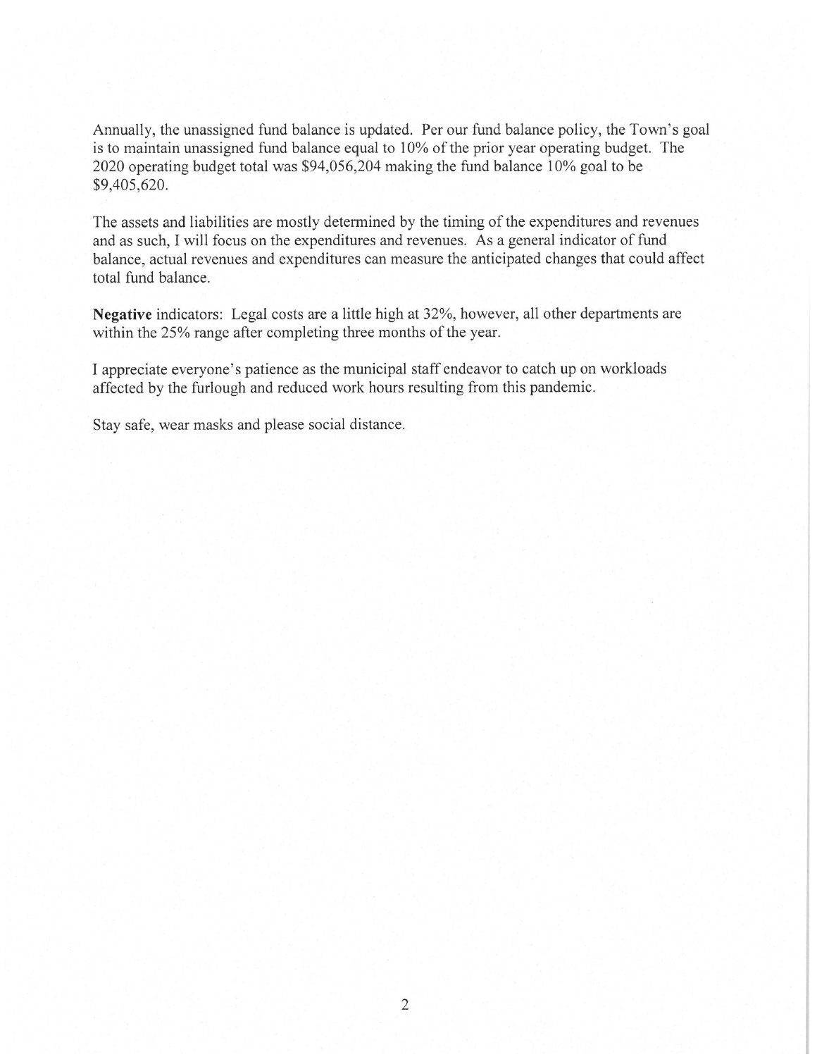Annually, the unassigned fund balance is updated. Per our fund balance policy, the Town's goal is to maintain unassigned fund balance equal to 10% of the prior year operating budget. The 2020 operating budget total was $94,056,204 making the fund balance 10% goal to be $9,405,620.

The assets and liabilities are mostly determined by the timing of the expenditures and revenues and as such, I will focus on the expenditures and revenues. As a general indicator of fund balance, actual revenues and expenditures can measure the anticipated changes that could affect total fund balance.

**Negative** indicators: Legal costs are a little high at 32%, however, all other departments are within the 25% range after completing three months of the year.

I appreciate everyone's patience as the municipal staff endeavor to catch up on workloads affected by the furlough and reduced work hours resulting from this pandemic.

Stay safe, wear masks and please social distance.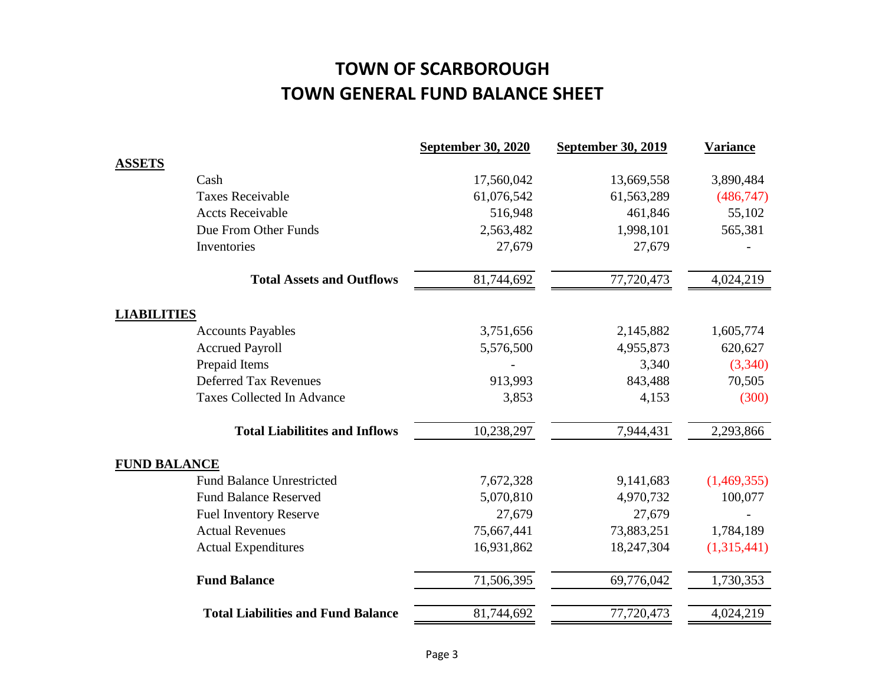# TOWN OF SCARBOROUGH
# TOWN GENERAL FUND BALANCE SHEET

| | September 30, 2020 | September 30, 2019 | Variance |
|---|---|---|---|
| **ASSETS** | | | |
| Cash | 17,560,042 | 13,669,558 | 3,890,484 |
| Taxes Receivable | 61,076,542 | 61,563,289 | (486,747) |
| Accts Receivable | 516,948 | 461,846 | 55,102 |
| Due From Other Funds | 2,563,482 | 1,998,101 | 565,381 |
| Inventories | 27,679 | 27,679 | - |
| **Total Assets and Outflows** | 81,744,692 | 77,720,473 | 4,024,219 |
| **LIABILITIES** | | | |
| Accounts Payables | 3,751,656 | 2,145,882 | 1,605,774 |
| Accrued Payroll | 5,576,500 | 4,955,873 | 620,627 |
| Prepaid Items | - | 3,340 | (3,340) |
| Deferred Tax Revenues | 913,993 | 843,488 | 70,505 |
| Taxes Collected In Advance | 3,853 | 4,153 | (300) |
| **Total Liabilitites and Inflows** | 10,238,297 | 7,944,431 | 2,293,866 |
| **FUND BALANCE** | | | |
| Fund Balance Unrestricted | 7,672,328 | 9,141,683 | (1,469,355) |
| Fund Balance Reserved | 5,070,810 | 4,970,732 | 100,077 |
| Fuel Inventory Reserve | 27,679 | 27,679 | - |
| Actual Revenues | 75,667,441 | 73,883,251 | 1,784,189 |
| Actual Expenditures | 16,931,862 | 18,247,304 | (1,315,441) |
| **Fund Balance** | 71,506,395 | 69,776,042 | 1,730,353 |
| **Total Liabilities and Fund Balance** | 81,744,692 | 77,720,473 | 4,024,219 |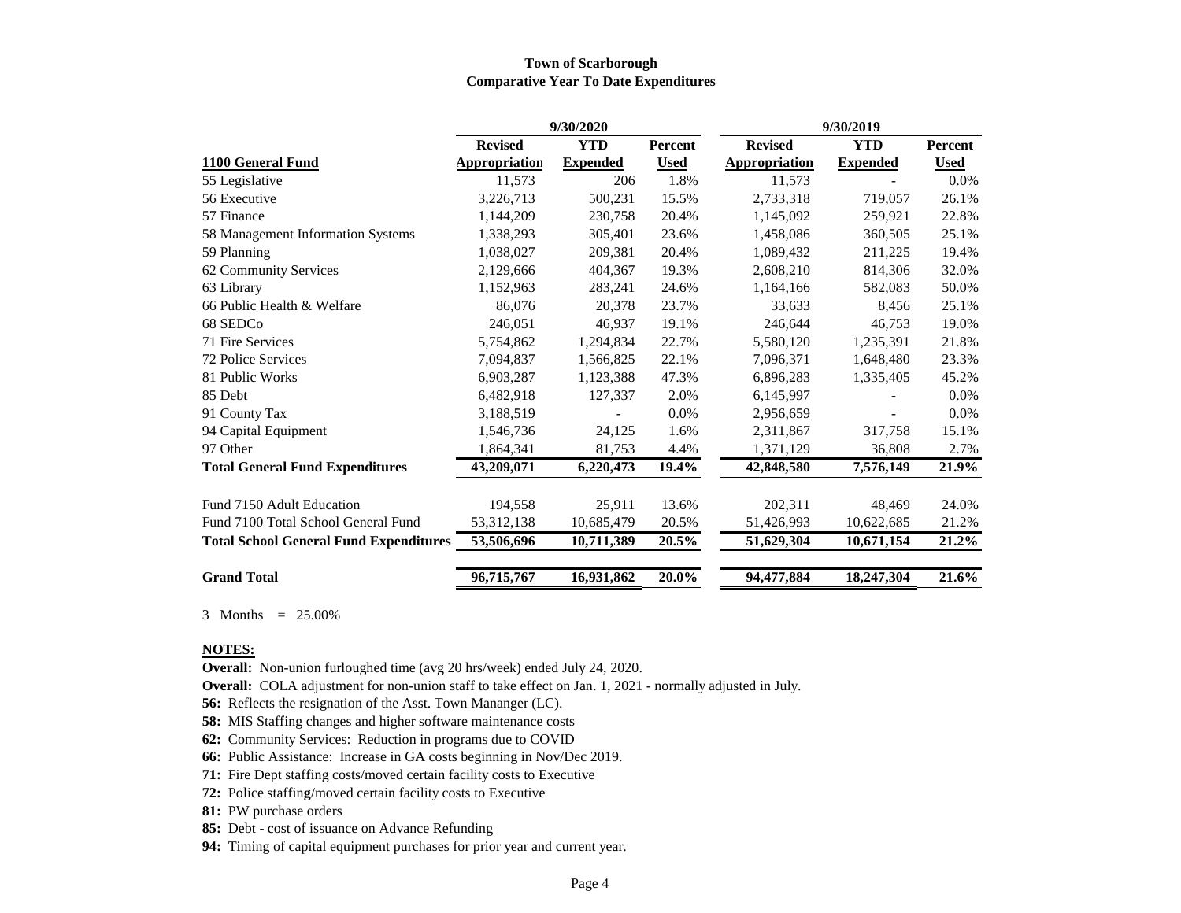**Town of Scarborough**
**Comparative Year To Date Expenditures**

| | 9/30/2020 | | | 9/30/2019 | | |
|---|---|---|---|---|---|---|
| **1100 General Fund** | **Revised Appropriation** | **YTD Expended** | **Percent Used** | **Revised Appropriation** | **YTD Expended** | **Percent Used** |
| 55 Legislative | 11,573 | 206 | 1.8% | 11,573 | - | 0.0% |
| 56 Executive | 3,226,713 | 500,231 | 15.5% | 2,733,318 | 719,057 | 26.1% |
| 57 Finance | 1,144,209 | 230,758 | 20.4% | 1,145,092 | 259,921 | 22.8% |
| 58 Management Information Systems | 1,338,293 | 305,401 | 23.6% | 1,458,086 | 360,505 | 25.1% |
| 59 Planning | 1,038,027 | 209,381 | 20.4% | 1,089,432 | 211,225 | 19.4% |
| 62 Community Services | 2,129,666 | 404,367 | 19.3% | 2,608,210 | 814,306 | 32.0% |
| 63 Library | 1,152,963 | 283,241 | 24.6% | 1,164,166 | 582,083 | 50.0% |
| 66 Public Health & Welfare | 86,076 | 20,378 | 23.7% | 33,633 | 8,456 | 25.1% |
| 68 SEDCo | 246,051 | 46,937 | 19.1% | 246,644 | 46,753 | 19.0% |
| 71 Fire Services | 5,754,862 | 1,294,834 | 22.7% | 5,580,120 | 1,235,391 | 21.8% |
| 72 Police Services | 7,094,837 | 1,566,825 | 22.1% | 7,096,371 | 1,648,480 | 23.3% |
| 81 Public Works | 6,903,287 | 1,123,388 | 47.3% | 6,896,283 | 1,335,405 | 45.2% |
| 85 Debt | 6,482,918 | 127,337 | 2.0% | 6,145,997 | - | 0.0% |
| 91 County Tax | 3,188,519 | - | 0.0% | 2,956,659 | - | 0.0% |
| 94 Capital Equipment | 1,546,736 | 24,125 | 1.6% | 2,311,867 | 317,758 | 15.1% |
| 97 Other | 1,864,341 | 81,753 | 4.4% | 1,371,129 | 36,808 | 2.7% |
| **Total General Fund Expenditures** | **43,209,071** | **6,220,473** | **19.4%** | **42,848,580** | **7,576,149** | **21.9%** |
| Fund 7150 Adult Education | 194,558 | 25,911 | 13.6% | 202,311 | 48,469 | 24.0% |
| Fund 7100 Total School General Fund | 53,312,138 | 10,685,479 | 20.5% | 51,426,993 | 10,622,685 | 21.2% |
| **Total School General Fund Expenditures** | **53,506,696** | **10,711,389** | **20.5%** | **51,629,304** | **10,671,154** | **21.2%** |
| **Grand Total** | **96,715,767** | **16,931,862** | **20.0%** | **94,477,884** | **18,247,304** | **21.6%** |

3 Months = 25.00%

**NOTES:**

**Overall:** Non-union furloughed time (avg 20 hrs/week) ended July 24, 2020.

**Overall:** COLA adjustment for non-union staff to take effect on Jan. 1, 2021 - normally adjusted in July.

**56:** Reflects the resignation of the Asst. Town Mananger (LC).

**58:** MIS Staffing changes and higher software maintenance costs

**62:** Community Services: Reduction in programs due to COVID

**66:** Public Assistance: Increase in GA costs beginning in Nov/Dec 2019.

**71:** Fire Dept staffing costs/moved certain facility costs to Executive

**72:** Police staffing/moved certain facility costs to Executive

**81:** PW purchase orders

**85:** Debt - cost of issuance on Advance Refunding

**94:** Timing of capital equipment purchases for prior year and current year.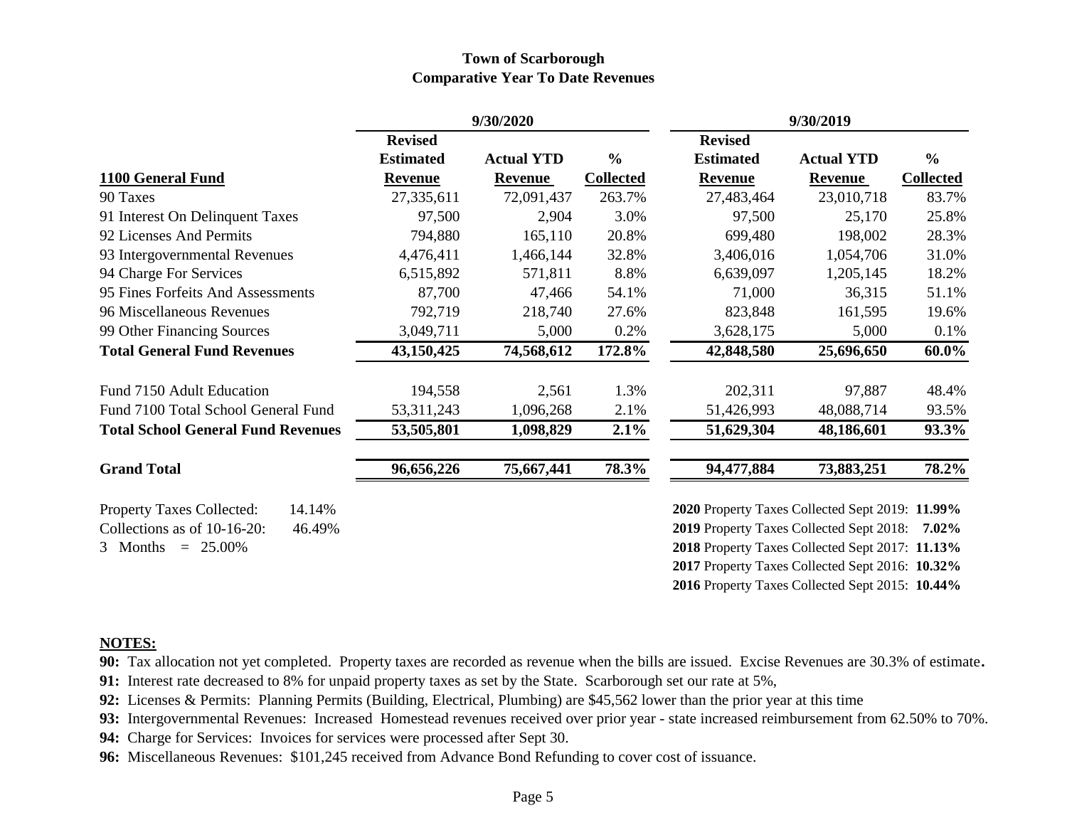# Town of Scarborough
## Comparative Year To Date Revenues

| | 9/30/2020 | | | 9/30/2019 | | |
|---|---|---|---|---|---|---|
| **1100 General Fund** | **Revised Estimated Revenue** | **Actual YTD Revenue** | **% Collected** | **Revised Estimated Revenue** | **Actual YTD Revenue** | **% Collected** |
| 90 Taxes | 27,335,611 | 72,091,437 | 263.7% | 27,483,464 | 23,010,718 | 83.7% |
| 91 Interest On Delinquent Taxes | 97,500 | 2,904 | 3.0% | 97,500 | 25,170 | 25.8% |
| 92 Licenses And Permits | 794,880 | 165,110 | 20.8% | 699,480 | 198,002 | 28.3% |
| 93 Intergovernmental Revenues | 4,476,411 | 1,466,144 | 32.8% | 3,406,016 | 1,054,706 | 31.0% |
| 94 Charge For Services | 6,515,892 | 571,811 | 8.8% | 6,639,097 | 1,205,145 | 18.2% |
| 95 Fines Forfeits And Assessments | 87,700 | 47,466 | 54.1% | 71,000 | 36,315 | 51.1% |
| 96 Miscellaneous Revenues | 792,719 | 218,740 | 27.6% | 823,848 | 161,595 | 19.6% |
| 99 Other Financing Sources | 3,049,711 | 5,000 | 0.2% | 3,628,175 | 5,000 | 0.1% |
| **Total General Fund Revenues** | **43,150,425** | **74,568,612** | **172.8%** | **42,848,580** | **25,696,650** | **60.0%** |
| Fund 7150 Adult Education | 194,558 | 2,561 | 1.3% | 202,311 | 97,887 | 48.4% |
| Fund 7100 Total School General Fund | 53,311,243 | 1,096,268 | 2.1% | 51,426,993 | 48,088,714 | 93.5% |
| **Total School General Fund Revenues** | **53,505,801** | **1,098,829** | **2.1%** | **51,629,304** | **48,186,601** | **93.3%** |
| **Grand Total** | **96,656,226** | **75,667,441** | **78.3%** | **94,477,884** | **73,883,251** | **78.2%** |

Property Taxes Collected: 14.14%
Collections as of 10-16-20: 46.49%
3 Months = 25.00%

**2020** Property Taxes Collected Sept 2019: **11.99%**
**2019** Property Taxes Collected Sept 2018: **7.02%**
**2018** Property Taxes Collected Sept 2017: **11.13%**
**2017** Property Taxes Collected Sept 2016: **10.32%**
**2016** Property Taxes Collected Sept 2015: **10.44%**

**NOTES:**

**90:** Tax allocation not yet completed. Property taxes are recorded as revenue when the bills are issued. Excise Revenues are 30.3% of estimate**.**

**91:** Interest rate decreased to 8% for unpaid property taxes as set by the State. Scarborough set our rate at 5%,

**92:** Licenses & Permits: Planning Permits (Building, Electrical, Plumbing) are $45,562 lower than the prior year at this time

**93:** Intergovernmental Revenues: Increased Homestead revenues received over prior year - state increased reimbursement from 62.50% to 70%.

**94:** Charge for Services: Invoices for services were processed after Sept 30.

**96:** Miscellaneous Revenues: $101,245 received from Advance Bond Refunding to cover cost of issuance.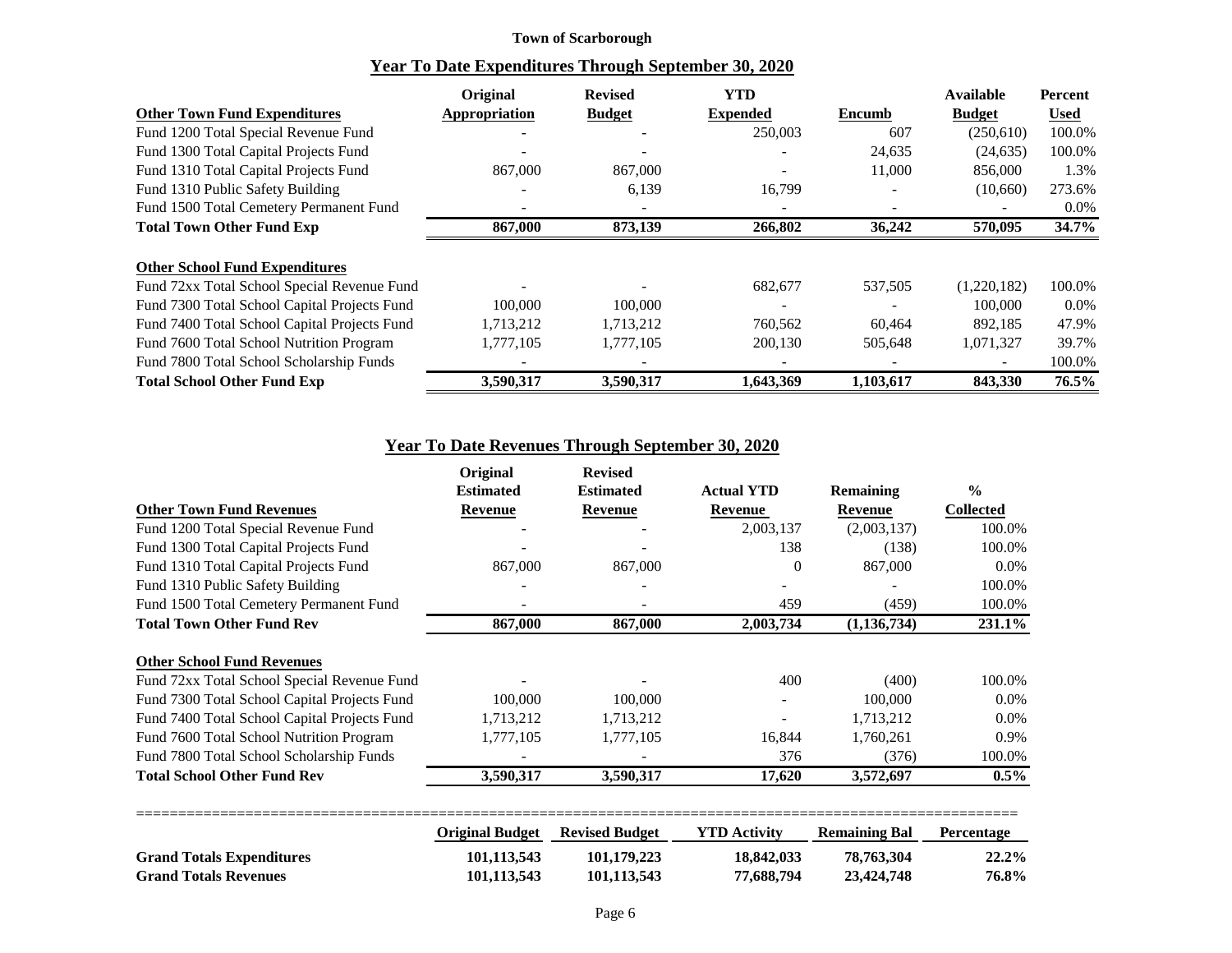**Town of Scarborough**

## Year To Date Expenditures Through September 30, 2020

| Other Town Fund Expenditures | Original Appropriation | Revised Budget | YTD Expended | Encumb | Available Budget | Percent Used |
|---|---|---|---|---|---|---|
| Fund 1200 Total Special Revenue Fund | - | - | 250,003 | 607 | (250,610) | 100.0% |
| Fund 1300 Total Capital Projects Fund | - | - | - | 24,635 | (24,635) | 100.0% |
| Fund 1310 Total Capital Projects Fund | 867,000 | 867,000 | - | 11,000 | 856,000 | 1.3% |
| Fund 1310 Public Safety Building | - | 6,139 | 16,799 | - | (10,660) | 273.6% |
| Fund 1500 Total Cemetery Permanent Fund | - | - | - | - | - | 0.0% |
| **Total Town Other Fund Exp** | **867,000** | **873,139** | **266,802** | **36,242** | **570,095** | **34.7%** |

| Other School Fund Expenditures | Original Appropriation | Revised Budget | YTD Expended | Encumb | Available Budget | Percent Used |
|---|---|---|---|---|---|---|
| Fund 72xx Total School Special Revenue Fund | - | - | 682,677 | 537,505 | (1,220,182) | 100.0% |
| Fund 7300 Total School Capital Projects Fund | 100,000 | 100,000 | - | - | 100,000 | 0.0% |
| Fund 7400 Total School Capital Projects Fund | 1,713,212 | 1,713,212 | 760,562 | 60,464 | 892,185 | 47.9% |
| Fund 7600 Total School Nutrition Program | 1,777,105 | 1,777,105 | 200,130 | 505,648 | 1,071,327 | 39.7% |
| Fund 7800 Total School Scholarship Funds | - | - | - | - | - | 100.0% |
| **Total School Other Fund Exp** | **3,590,317** | **3,590,317** | **1,643,369** | **1,103,617** | **843,330** | **76.5%** |

## Year To Date Revenues Through September 30, 2020

| Other Town Fund Revenues | Original Estimated Revenue | Revised Estimated Revenue | Actual YTD Revenue | Remaining Revenue | % Collected |
|---|---|---|---|---|---|
| Fund 1200 Total Special Revenue Fund | - | - | 2,003,137 | (2,003,137) | 100.0% |
| Fund 1300 Total Capital Projects Fund | - | - | 138 | (138) | 100.0% |
| Fund 1310 Total Capital Projects Fund | 867,000 | 867,000 | 0 | 867,000 | 0.0% |
| Fund 1310 Public Safety Building | - | - | - | - | 100.0% |
| Fund 1500 Total Cemetery Permanent Fund | - | - | 459 | (459) | 100.0% |
| **Total Town Other Fund Rev** | **867,000** | **867,000** | **2,003,734** | **(1,136,734)** | **231.1%** |

| Other School Fund Revenues | Original Estimated Revenue | Revised Estimated Revenue | Actual YTD Revenue | Remaining Revenue | % Collected |
|---|---|---|---|---|---|
| Fund 72xx Total School Special Revenue Fund | - | - | 400 | (400) | 100.0% |
| Fund 7300 Total School Capital Projects Fund | 100,000 | 100,000 | - | 100,000 | 0.0% |
| Fund 7400 Total School Capital Projects Fund | 1,713,212 | 1,713,212 | - | 1,713,212 | 0.0% |
| Fund 7600 Total School Nutrition Program | 1,777,105 | 1,777,105 | 16,844 | 1,760,261 | 0.9% |
| Fund 7800 Total School Scholarship Funds | - | - | 376 | (376) | 100.0% |
| **Total School Other Fund Rev** | **3,590,317** | **3,590,317** | **17,620** | **3,572,697** | **0.5%** |

| | Original Budget | Revised Budget | YTD Activity | Remaining Bal | Percentage |
|---|---|---|---|---|---|
| **Grand Totals Expenditures** | **101,113,543** | **101,179,223** | **18,842,033** | **78,763,304** | **22.2%** |
| **Grand Totals Revenues** | **101,113,543** | **101,113,543** | **77,688,794** | **23,424,748** | **76.8%** |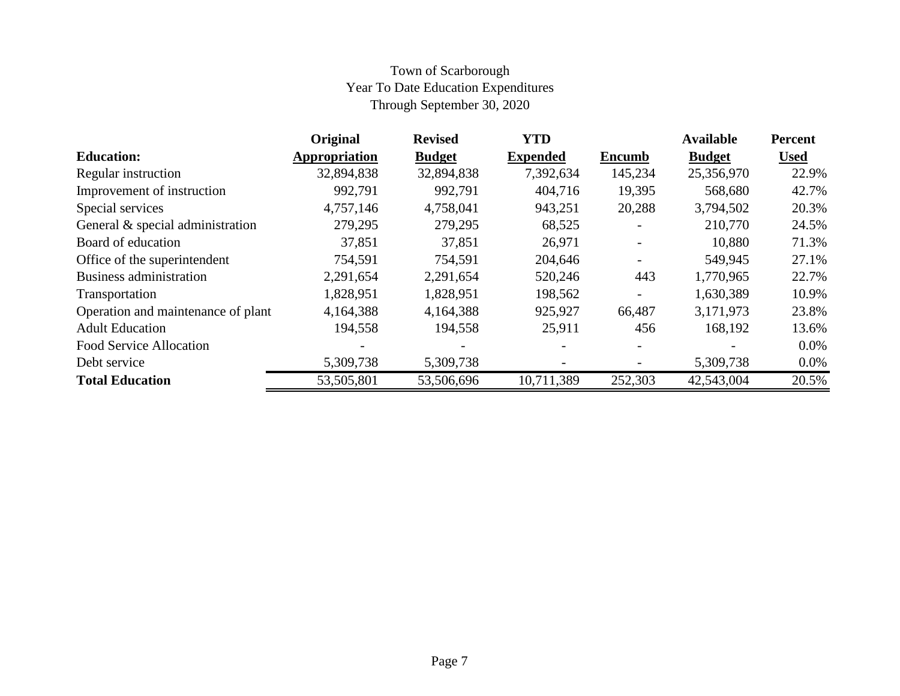Town of Scarborough
Year To Date Education Expenditures
Through September 30, 2020

| Education: | Original Appropriation | Revised Budget | YTD Expended | Encumb | Available Budget | Percent Used |
|---|---|---|---|---|---|---|
| Regular instruction | 32,894,838 | 32,894,838 | 7,392,634 | 145,234 | 25,356,970 | 22.9% |
| Improvement of instruction | 992,791 | 992,791 | 404,716 | 19,395 | 568,680 | 42.7% |
| Special services | 4,757,146 | 4,758,041 | 943,251 | 20,288 | 3,794,502 | 20.3% |
| General & special administration | 279,295 | 279,295 | 68,525 | - | 210,770 | 24.5% |
| Board of education | 37,851 | 37,851 | 26,971 | - | 10,880 | 71.3% |
| Office of the superintendent | 754,591 | 754,591 | 204,646 | - | 549,945 | 27.1% |
| Business administration | 2,291,654 | 2,291,654 | 520,246 | 443 | 1,770,965 | 22.7% |
| Transportation | 1,828,951 | 1,828,951 | 198,562 | - | 1,630,389 | 10.9% |
| Operation and maintenance of plant | 4,164,388 | 4,164,388 | 925,927 | 66,487 | 3,171,973 | 23.8% |
| Adult Education | 194,558 | 194,558 | 25,911 | 456 | 168,192 | 13.6% |
| Food Service Allocation | - | - | - | - | - | 0.0% |
| Debt service | 5,309,738 | 5,309,738 | - | - | 5,309,738 | 0.0% |
| **Total Education** | 53,505,801 | 53,506,696 | 10,711,389 | 252,303 | 42,543,004 | 20.5% |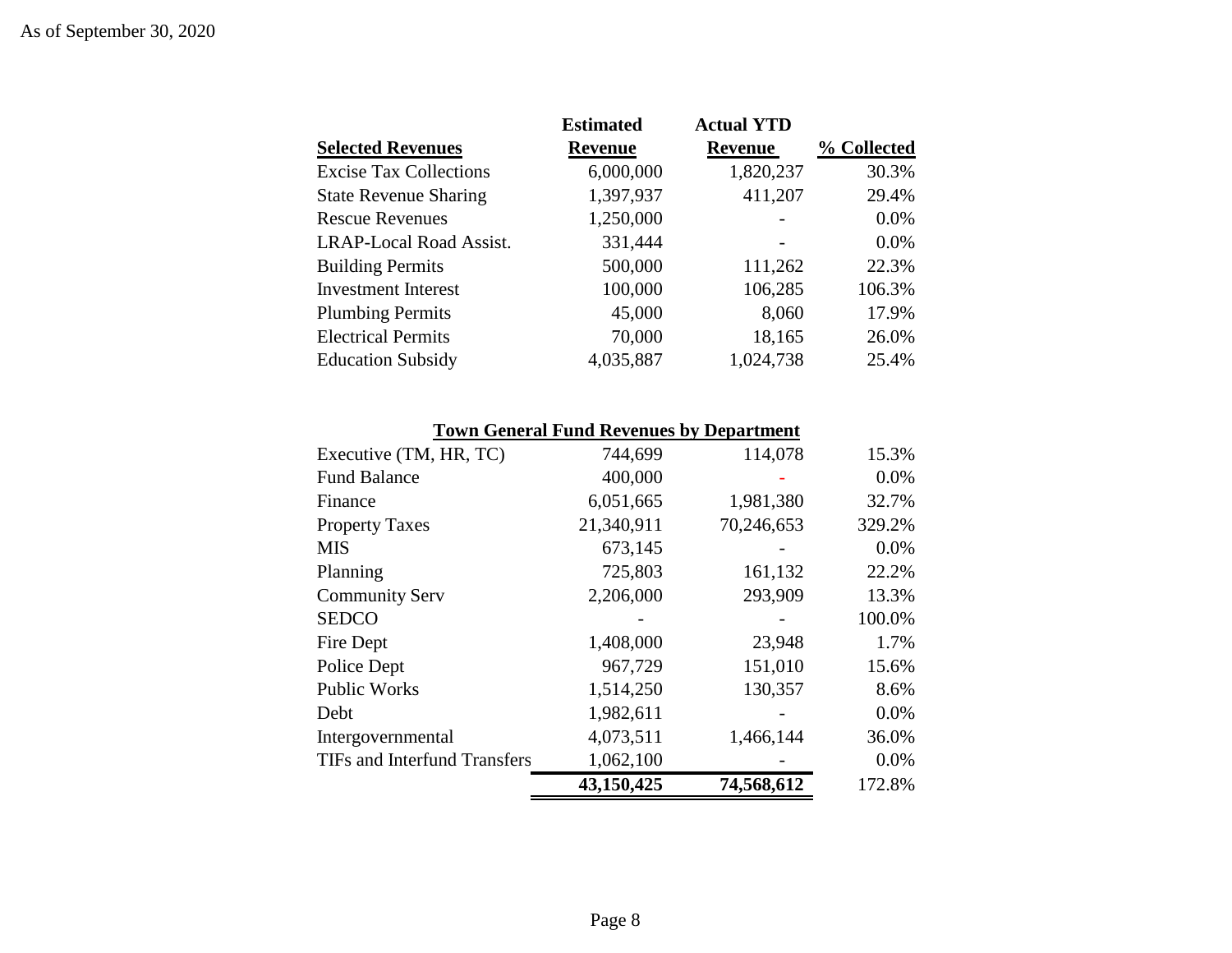As of September 30, 2020

| Selected Revenues | Estimated Revenue | Actual YTD Revenue | % Collected |
|---|---|---|---|
| Excise Tax Collections | 6,000,000 | 1,820,237 | 30.3% |
| State Revenue Sharing | 1,397,937 | 411,207 | 29.4% |
| Rescue Revenues | 1,250,000 | - | 0.0% |
| LRAP-Local Road Assist. | 331,444 | - | 0.0% |
| Building Permits | 500,000 | 111,262 | 22.3% |
| Investment Interest | 100,000 | 106,285 | 106.3% |
| Plumbing Permits | 45,000 | 8,060 | 17.9% |
| Electrical Permits | 70,000 | 18,165 | 26.0% |
| Education Subsidy | 4,035,887 | 1,024,738 | 25.4% |

**Town General Fund Revenues by Department**

| | | | |
|---|---|---|---|
| Executive (TM, HR, TC) | 744,699 | 114,078 | 15.3% |
| Fund Balance | 400,000 | - | 0.0% |
| Finance | 6,051,665 | 1,981,380 | 32.7% |
| Property Taxes | 21,340,911 | 70,246,653 | 329.2% |
| MIS | 673,145 | - | 0.0% |
| Planning | 725,803 | 161,132 | 22.2% |
| Community Serv | 2,206,000 | 293,909 | 13.3% |
| SEDCO | - | - | 100.0% |
| Fire Dept | 1,408,000 | 23,948 | 1.7% |
| Police Dept | 967,729 | 151,010 | 15.6% |
| Public Works | 1,514,250 | 130,357 | 8.6% |
| Debt | 1,982,611 | - | 0.0% |
| Intergovernmental | 4,073,511 | 1,466,144 | 36.0% |
| TIFs and Interfund Transfers | 1,062,100 | - | 0.0% |
| | **43,150,425** | **74,568,612** | 172.8% |